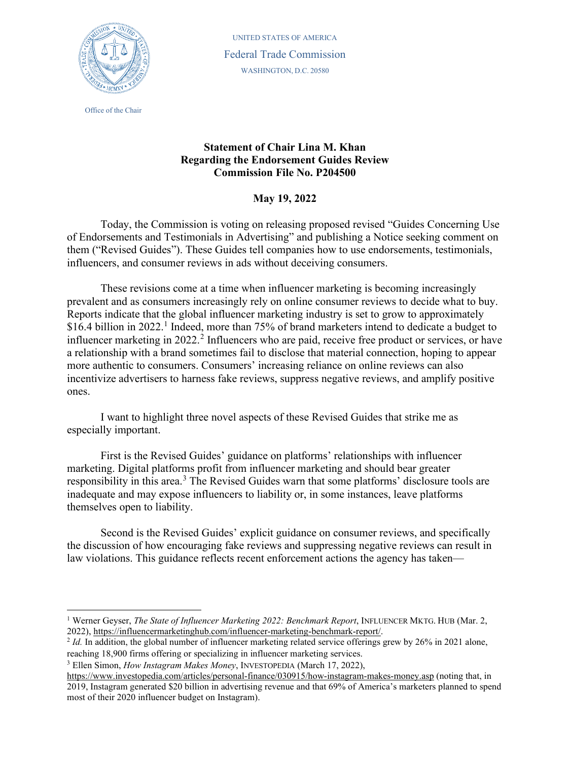UNITED STATES OF AMERICA

Federal Trade Commission

WASHINGTON, D.C. 20580

Office of the Chair

**Statement of Chair Lina M. Khan**
**Regarding the Endorsement Guides Review**
**Commission File No. P204500**

**May 19, 2022**

Today, the Commission is voting on releasing proposed revised "Guides Concerning Use of Endorsements and Testimonials in Advertising" and publishing a Notice seeking comment on them ("Revised Guides"). These Guides tell companies how to use endorsements, testimonials, influencers, and consumer reviews in ads without deceiving consumers.

These revisions come at a time when influencer marketing is becoming increasingly prevalent and as consumers increasingly rely on online consumer reviews to decide what to buy. Reports indicate that the global influencer marketing industry is set to grow to approximately \$16.4 billion in 2022.[1] Indeed, more than 75% of brand marketers intend to dedicate a budget to influencer marketing in 2022.[2] Influencers who are paid, receive free product or services, or have a relationship with a brand sometimes fail to disclose that material connection, hoping to appear more authentic to consumers. Consumers' increasing reliance on online reviews can also incentivize advertisers to harness fake reviews, suppress negative reviews, and amplify positive ones.

I want to highlight three novel aspects of these Revised Guides that strike me as especially important.

First is the Revised Guides' guidance on platforms' relationships with influencer marketing. Digital platforms profit from influencer marketing and should bear greater responsibility in this area.[3] The Revised Guides warn that some platforms' disclosure tools are inadequate and may expose influencers to liability or, in some instances, leave platforms themselves open to liability.

Second is the Revised Guides' explicit guidance on consumer reviews, and specifically the discussion of how encouraging fake reviews and suppressing negative reviews can result in law violations. This guidance reflects recent enforcement actions the agency has taken—

---

[1] Werner Geyser, *The State of Influencer Marketing 2022: Benchmark Report*, INFLUENCER MKTG. HUB (Mar. 2, 2022), https://influencermarketinghub.com/influencer-marketing-benchmark-report/.

[2] *Id.* In addition, the global number of influencer marketing related service offerings grew by 26% in 2021 alone, reaching 18,900 firms offering or specializing in influencer marketing services.

[3] Ellen Simon, *How Instagram Makes Money*, INVESTOPEDIA (March 17, 2022), https://www.investopedia.com/articles/personal-finance/030915/how-instagram-makes-money.asp (noting that, in 2019, Instagram generated \$20 billion in advertising revenue and that 69% of America's marketers planned to spend most of their 2020 influencer budget on Instagram).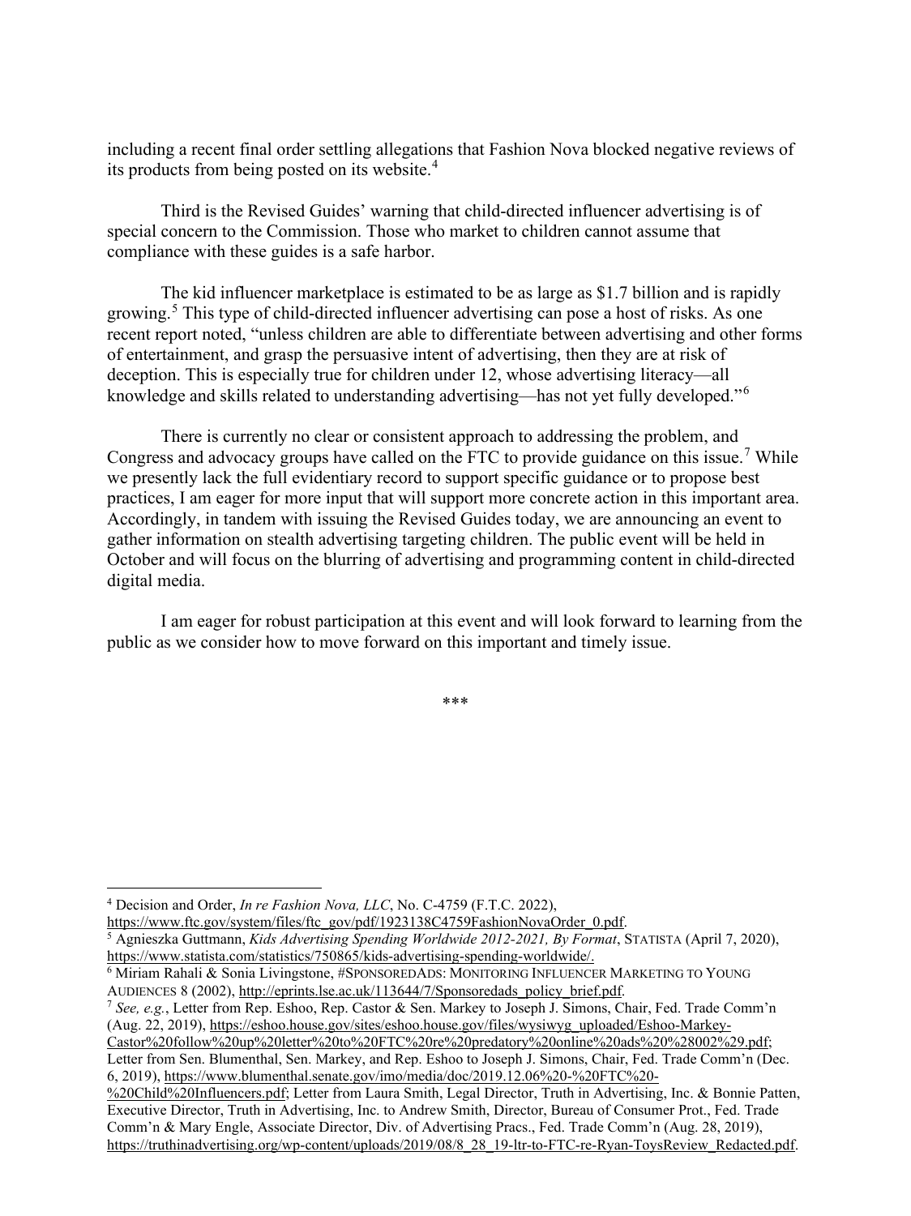including a recent final order settling allegations that Fashion Nova blocked negative reviews of its products from being posted on its website.[4]

Third is the Revised Guides' warning that child-directed influencer advertising is of special concern to the Commission. Those who market to children cannot assume that compliance with these guides is a safe harbor.

The kid influencer marketplace is estimated to be as large as $1.7 billion and is rapidly growing.[5] This type of child-directed influencer advertising can pose a host of risks. As one recent report noted, "unless children are able to differentiate between advertising and other forms of entertainment, and grasp the persuasive intent of advertising, then they are at risk of deception. This is especially true for children under 12, whose advertising literacy—all knowledge and skills related to understanding advertising—has not yet fully developed."[6]

There is currently no clear or consistent approach to addressing the problem, and Congress and advocacy groups have called on the FTC to provide guidance on this issue.[7] While we presently lack the full evidentiary record to support specific guidance or to propose best practices, I am eager for more input that will support more concrete action in this important area. Accordingly, in tandem with issuing the Revised Guides today, we are announcing an event to gather information on stealth advertising targeting children. The public event will be held in October and will focus on the blurring of advertising and programming content in child-directed digital media.

I am eager for robust participation at this event and will look forward to learning from the public as we consider how to move forward on this important and timely issue.

\*\*\*

---

[4] Decision and Order, *In re Fashion Nova, LLC*, No. C-4759 (F.T.C. 2022), https://www.ftc.gov/system/files/ftc_gov/pdf/1923138C4759FashionNovaOrder_0.pdf.

[5] Agnieszka Guttmann, *Kids Advertising Spending Worldwide 2012-2021, By Format*, STATISTA (April 7, 2020), https://www.statista.com/statistics/750865/kids-advertising-spending-worldwide/.

[6] Miriam Rahali & Sonia Livingstone, #SPONSOREDADS: MONITORING INFLUENCER MARKETING TO YOUNG AUDIENCES 8 (2002), http://eprints.lse.ac.uk/113644/7/Sponsoredads_policy_brief.pdf.

[7] *See, e.g.*, Letter from Rep. Eshoo, Rep. Castor & Sen. Markey to Joseph J. Simons, Chair, Fed. Trade Comm'n (Aug. 22, 2019), https://eshoo.house.gov/sites/eshoo.house.gov/files/wysiwyg_uploaded/Eshoo-Markey-Castor%20follow%20up%20letter%20to%20FTC%20re%20predatory%20online%20ads%20%28002%29.pdf; Letter from Sen. Blumenthal, Sen. Markey, and Rep. Eshoo to Joseph J. Simons, Chair, Fed. Trade Comm'n (Dec. 6, 2019), https://www.blumenthal.senate.gov/imo/media/doc/2019.12.06%20-%20FTC%20-%20Child%20Influencers.pdf; Letter from Laura Smith, Legal Director, Truth in Advertising, Inc. & Bonnie Patten, Executive Director, Truth in Advertising, Inc. to Andrew Smith, Director, Bureau of Consumer Prot., Fed. Trade Comm'n & Mary Engle, Associate Director, Div. of Advertising Pracs., Fed. Trade Comm'n (Aug. 28, 2019), https://truthinadvertising.org/wp-content/uploads/2019/08/8_28_19-ltr-to-FTC-re-Ryan-ToysReview_Redacted.pdf.